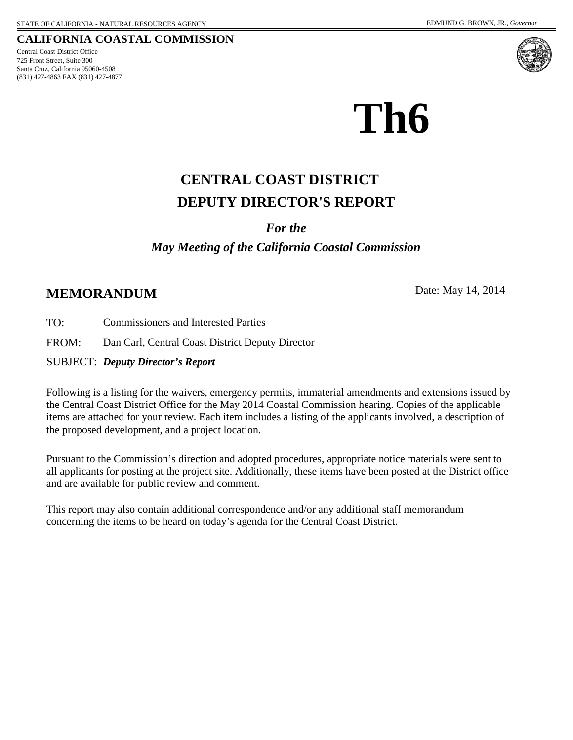STATE OF CALIFORNIA - NATURAL RESOURCES AGENCY

EDMUND G. BROWN, JR., *Governor*

**CALIFORNIA COASTAL COMMISSION**

Central Coast District Office
725 Front Street, Suite 300
Santa Cruz, California 95060-4508
(831) 427-4863 FAX (831) 427-4877

# Th6

## CENTRAL COAST DISTRICT
## DEPUTY DIRECTOR'S REPORT

***For the***

***May Meeting of the California Coastal Commission***

## MEMORANDUM

Date: May 14, 2014

TO: Commissioners and Interested Parties

FROM: Dan Carl, Central Coast District Deputy Director

SUBJECT: ***Deputy Director's Report***

Following is a listing for the waivers, emergency permits, immaterial amendments and extensions issued by the Central Coast District Office for the May 2014 Coastal Commission hearing. Copies of the applicable items are attached for your review. Each item includes a listing of the applicants involved, a description of the proposed development, and a project location.

Pursuant to the Commission's direction and adopted procedures, appropriate notice materials were sent to all applicants for posting at the project site. Additionally, these items have been posted at the District office and are available for public review and comment.

This report may also contain additional correspondence and/or any additional staff memorandum concerning the items to be heard on today's agenda for the Central Coast District.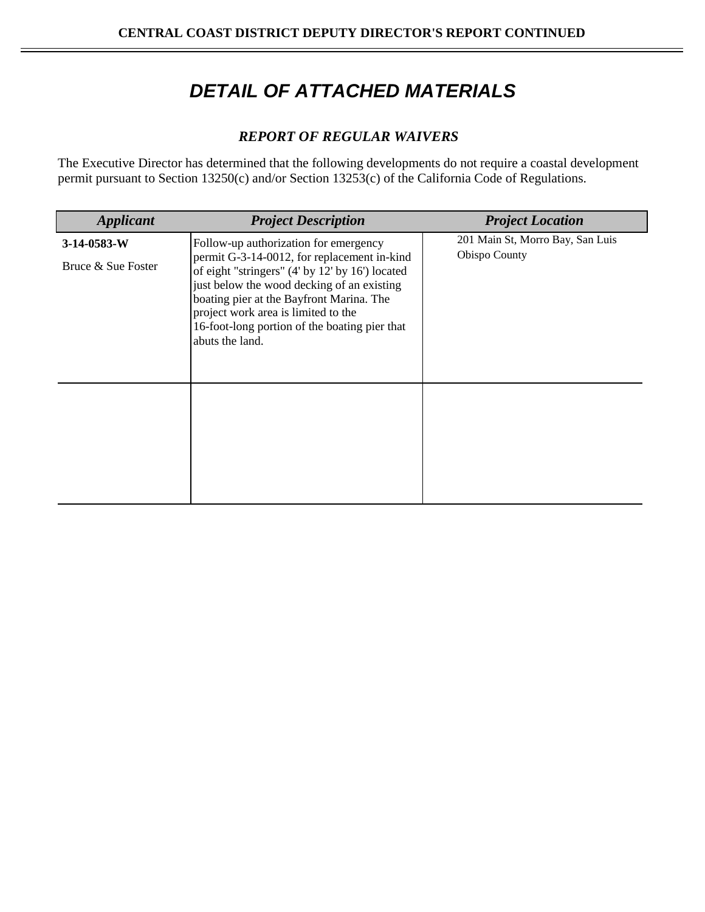# DETAIL OF ATTACHED MATERIALS

## *REPORT OF REGULAR WAIVERS*

The Executive Director has determined that the following developments do not require a coastal development permit pursuant to Section 13250(c) and/or Section 13253(c) of the California Code of Regulations.

| *Applicant* | *Project Description* | *Project Location* |
|---|---|---|
| **3-14-0583-W**<br>Bruce & Sue Foster | Follow-up authorization for emergency permit G-3-14-0012, for replacement in-kind of eight "stringers" (4' by 12' by 16') located just below the wood decking of an existing boating pier at the Bayfront Marina. The project work area is limited to the 16-foot-long portion of the boating pier that abuts the land. | 201 Main St, Morro Bay, San Luis Obispo County |
| | | |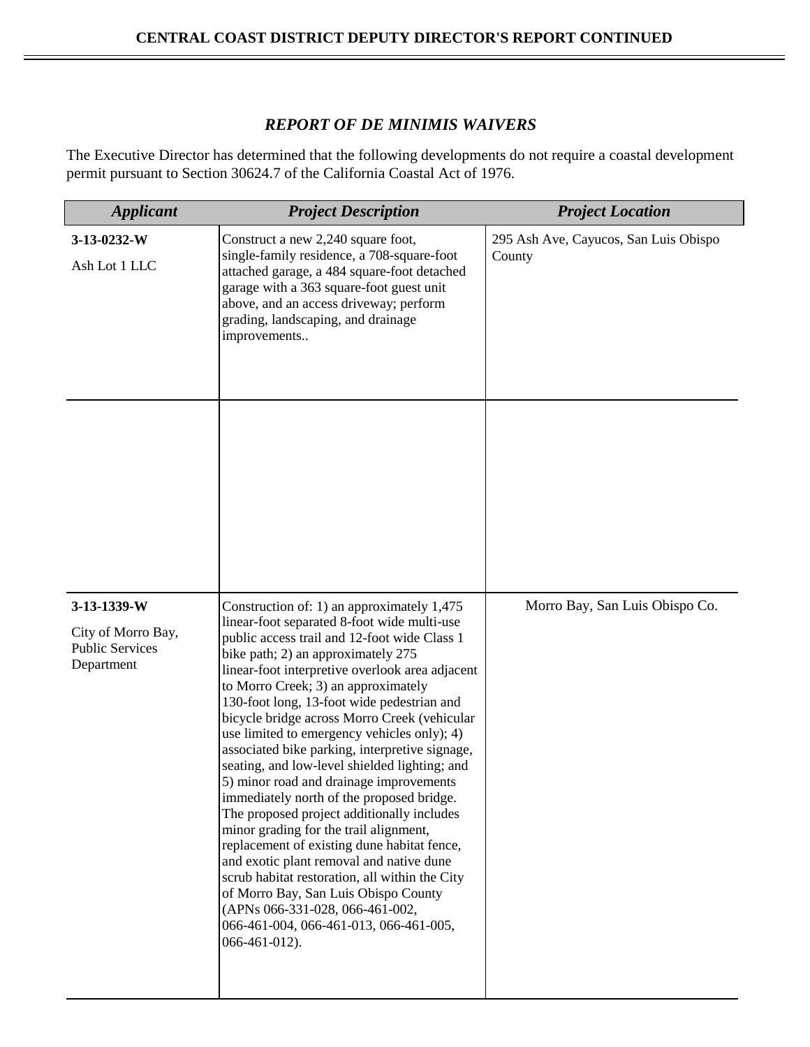## *REPORT OF DE MINIMIS WAIVERS*

The Executive Director has determined that the following developments do not require a coastal development permit pursuant to Section 30624.7 of the California Coastal Act of 1976.

| *Applicant* | *Project Description* | *Project Location* |
|---|---|---|
| **3-13-0232-W** Ash Lot 1 LLC | Construct a new 2,240 square foot, single-family residence, a 708-square-foot attached garage, a 484 square-foot detached garage with a 363 square-foot guest unit above, and an access driveway; perform grading, landscaping, and drainage improvements.. | 295 Ash Ave, Cayucos, San Luis Obispo County |
| | | |
| **3-13-1339-W** City of Morro Bay, Public Services Department | Construction of: 1) an approximately 1,475 linear-foot separated 8-foot wide multi-use public access trail and 12-foot wide Class 1 bike path; 2) an approximately 275 linear-foot interpretive overlook area adjacent to Morro Creek; 3) an approximately 130-foot long, 13-foot wide pedestrian and bicycle bridge across Morro Creek (vehicular use limited to emergency vehicles only); 4) associated bike parking, interpretive signage, seating, and low-level shielded lighting; and 5) minor road and drainage improvements immediately north of the proposed bridge. The proposed project additionally includes minor grading for the trail alignment, replacement of existing dune habitat fence, and exotic plant removal and native dune scrub habitat restoration, all within the City of Morro Bay, San Luis Obispo County (APNs 066-331-028, 066-461-002, 066-461-004, 066-461-013, 066-461-005, 066-461-012). | Morro Bay, San Luis Obispo Co. |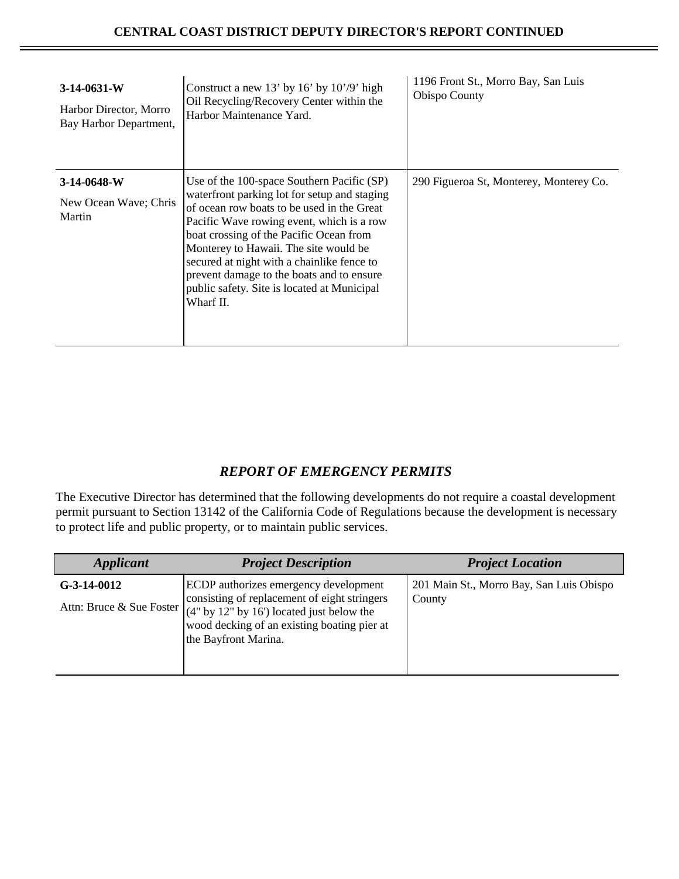| | | |
|---|---|---|
| **3-14-0631-W**<br>Harbor Director, Morro Bay Harbor Department, | Construct a new 13' by 16' by 10'/9' high Oil Recycling/Recovery Center within the Harbor Maintenance Yard. | 1196 Front St., Morro Bay, San Luis Obispo County |
| **3-14-0648-W**<br>New Ocean Wave; Chris Martin | Use of the 100-space Southern Pacific (SP) waterfront parking lot for setup and staging of ocean row boats to be used in the Great Pacific Wave rowing event, which is a row boat crossing of the Pacific Ocean from Monterey to Hawaii. The site would be secured at night with a chainlike fence to prevent damage to the boats and to ensure public safety. Site is located at Municipal Wharf II. | 290 Figueroa St, Monterey, Monterey Co. |

## *REPORT OF EMERGENCY PERMITS*

The Executive Director has determined that the following developments do not require a coastal development permit pursuant to Section 13142 of the California Code of Regulations because the development is necessary to protect life and public property, or to maintain public services.

| *Applicant* | *Project Description* | *Project Location* |
|---|---|---|
| **G-3-14-0012**<br>Attn: Bruce & Sue Foster | ECDP authorizes emergency development consisting of replacement of eight stringers (4" by 12" by 16') located just below the wood decking of an existing boating pier at the Bayfront Marina. | 201 Main St., Morro Bay, San Luis Obispo County |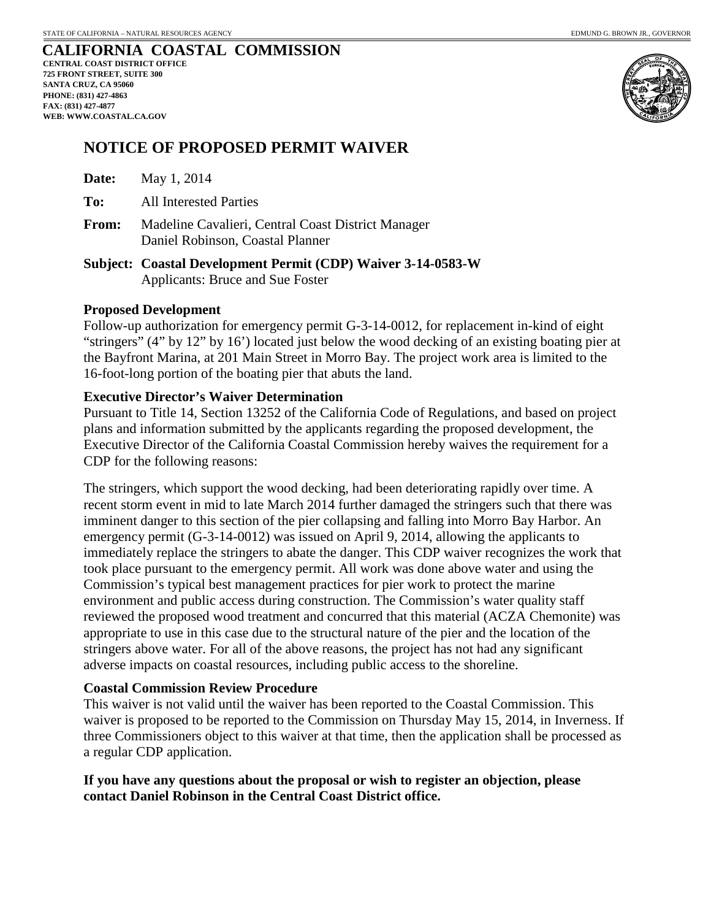STATE OF CALIFORNIA – NATURAL RESOURCES AGENCY EDMUND G. BROWN JR., GOVERNOR

**CALIFORNIA COASTAL COMMISSION**
**CENTRAL COAST DISTRICT OFFICE**
**725 FRONT STREET, SUITE 300**
**SANTA CRUZ, CA 95060**
**PHONE: (831) 427-4863**
**FAX: (831) 427-4877**
**WEB: WWW.COASTAL.CA.GOV**

# NOTICE OF PROPOSED PERMIT WAIVER

**Date:** May 1, 2014

**To:** All Interested Parties

**From:** Madeline Cavalieri, Central Coast District Manager
Daniel Robinson, Coastal Planner

**Subject: Coastal Development Permit (CDP) Waiver 3-14-0583-W**
Applicants: Bruce and Sue Foster

### Proposed Development

Follow-up authorization for emergency permit G-3-14-0012, for replacement in-kind of eight "stringers" (4" by 12" by 16') located just below the wood decking of an existing boating pier at the Bayfront Marina, at 201 Main Street in Morro Bay. The project work area is limited to the 16-foot-long portion of the boating pier that abuts the land.

### Executive Director's Waiver Determination

Pursuant to Title 14, Section 13252 of the California Code of Regulations, and based on project plans and information submitted by the applicants regarding the proposed development, the Executive Director of the California Coastal Commission hereby waives the requirement for a CDP for the following reasons:

The stringers, which support the wood decking, had been deteriorating rapidly over time. A recent storm event in mid to late March 2014 further damaged the stringers such that there was imminent danger to this section of the pier collapsing and falling into Morro Bay Harbor. An emergency permit (G-3-14-0012) was issued on April 9, 2014, allowing the applicants to immediately replace the stringers to abate the danger. This CDP waiver recognizes the work that took place pursuant to the emergency permit. All work was done above water and using the Commission's typical best management practices for pier work to protect the marine environment and public access during construction. The Commission's water quality staff reviewed the proposed wood treatment and concurred that this material (ACZA Chemonite) was appropriate to use in this case due to the structural nature of the pier and the location of the stringers above water. For all of the above reasons, the project has not had any significant adverse impacts on coastal resources, including public access to the shoreline.

### Coastal Commission Review Procedure

This waiver is not valid until the waiver has been reported to the Coastal Commission. This waiver is proposed to be reported to the Commission on Thursday May 15, 2014, in Inverness. If three Commissioners object to this waiver at that time, then the application shall be processed as a regular CDP application.

**If you have any questions about the proposal or wish to register an objection, please contact Daniel Robinson in the Central Coast District office.**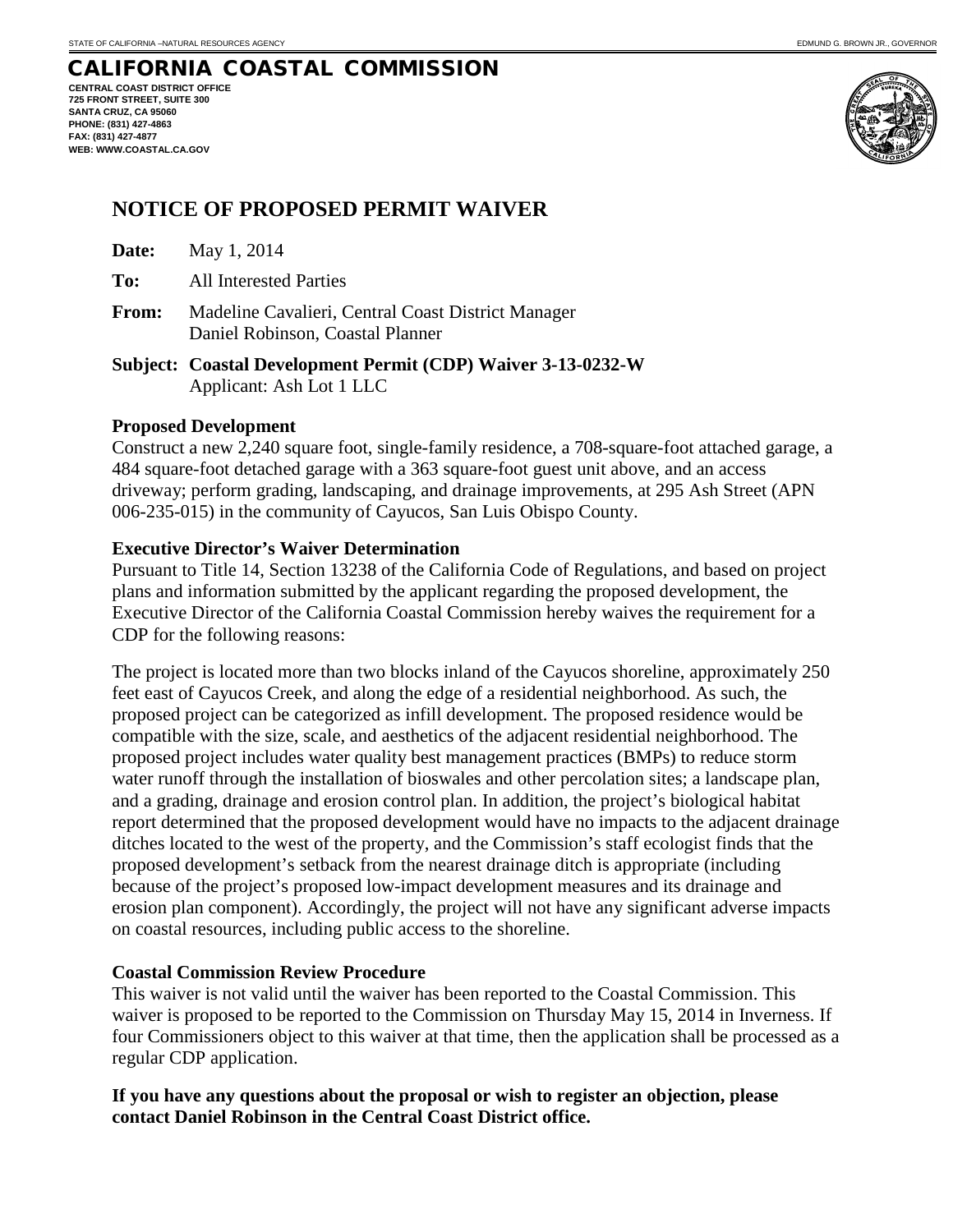STATE OF CALIFORNIA –NATURAL RESOURCES AGENCY

EDMUND G. BROWN JR., GOVERNOR

# CALIFORNIA COASTAL COMMISSION

**CENTRAL COAST DISTRICT OFFICE**
**725 FRONT STREET, SUITE 300**
**SANTA CRUZ, CA 95060**
**PHONE: (831) 427-4863**
**FAX: (831) 427-4877**
**WEB: WWW.COASTAL.CA.GOV**

## NOTICE OF PROPOSED PERMIT WAIVER

**Date:** May 1, 2014

**To:** All Interested Parties

**From:** Madeline Cavalieri, Central Coast District Manager
Daniel Robinson, Coastal Planner

**Subject: Coastal Development Permit (CDP) Waiver 3-13-0232-W**
Applicant: Ash Lot 1 LLC

### Proposed Development

Construct a new 2,240 square foot, single-family residence, a 708-square-foot attached garage, a 484 square-foot detached garage with a 363 square-foot guest unit above, and an access driveway; perform grading, landscaping, and drainage improvements, at 295 Ash Street (APN 006-235-015) in the community of Cayucos, San Luis Obispo County.

### Executive Director's Waiver Determination

Pursuant to Title 14, Section 13238 of the California Code of Regulations, and based on project plans and information submitted by the applicant regarding the proposed development, the Executive Director of the California Coastal Commission hereby waives the requirement for a CDP for the following reasons:

The project is located more than two blocks inland of the Cayucos shoreline, approximately 250 feet east of Cayucos Creek, and along the edge of a residential neighborhood. As such, the proposed project can be categorized as infill development. The proposed residence would be compatible with the size, scale, and aesthetics of the adjacent residential neighborhood. The proposed project includes water quality best management practices (BMPs) to reduce storm water runoff through the installation of bioswales and other percolation sites; a landscape plan, and a grading, drainage and erosion control plan. In addition, the project's biological habitat report determined that the proposed development would have no impacts to the adjacent drainage ditches located to the west of the property, and the Commission's staff ecologist finds that the proposed development's setback from the nearest drainage ditch is appropriate (including because of the project's proposed low-impact development measures and its drainage and erosion plan component). Accordingly, the project will not have any significant adverse impacts on coastal resources, including public access to the shoreline.

### Coastal Commission Review Procedure

This waiver is not valid until the waiver has been reported to the Coastal Commission. This waiver is proposed to be reported to the Commission on Thursday May 15, 2014 in Inverness. If four Commissioners object to this waiver at that time, then the application shall be processed as a regular CDP application.

**If you have any questions about the proposal or wish to register an objection, please contact Daniel Robinson in the Central Coast District office.**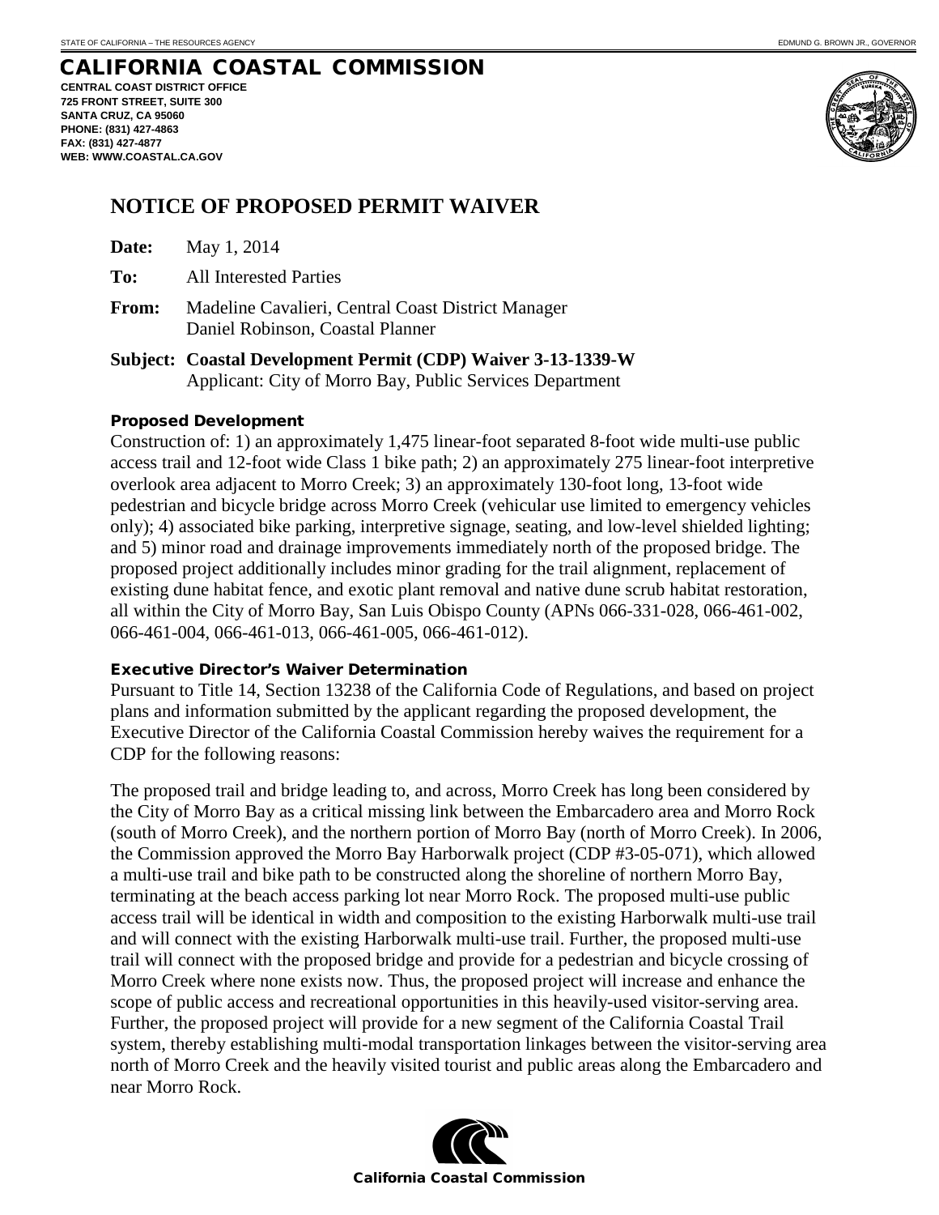STATE OF CALIFORNIA – THE RESOURCES AGENCY

EDMUND G. BROWN JR., GOVERNOR

# CALIFORNIA COASTAL COMMISSION

**CENTRAL COAST DISTRICT OFFICE**
**725 FRONT STREET, SUITE 300**
**SANTA CRUZ, CA 95060**
**PHONE: (831) 427-4863**
**FAX: (831) 427-4877**
**WEB: WWW.COASTAL.CA.GOV**

## NOTICE OF PROPOSED PERMIT WAIVER

**Date:** May 1, 2014

**To:** All Interested Parties

**From:** Madeline Cavalieri, Central Coast District Manager
Daniel Robinson, Coastal Planner

**Subject: Coastal Development Permit (CDP) Waiver 3-13-1339-W**
Applicant: City of Morro Bay, Public Services Department

### Proposed Development

Construction of: 1) an approximately 1,475 linear-foot separated 8-foot wide multi-use public access trail and 12-foot wide Class 1 bike path; 2) an approximately 275 linear-foot interpretive overlook area adjacent to Morro Creek; 3) an approximately 130-foot long, 13-foot wide pedestrian and bicycle bridge across Morro Creek (vehicular use limited to emergency vehicles only); 4) associated bike parking, interpretive signage, seating, and low-level shielded lighting; and 5) minor road and drainage improvements immediately north of the proposed bridge. The proposed project additionally includes minor grading for the trail alignment, replacement of existing dune habitat fence, and exotic plant removal and native dune scrub habitat restoration, all within the City of Morro Bay, San Luis Obispo County (APNs 066-331-028, 066-461-002, 066-461-004, 066-461-013, 066-461-005, 066-461-012).

### Executive Director's Waiver Determination

Pursuant to Title 14, Section 13238 of the California Code of Regulations, and based on project plans and information submitted by the applicant regarding the proposed development, the Executive Director of the California Coastal Commission hereby waives the requirement for a CDP for the following reasons:

The proposed trail and bridge leading to, and across, Morro Creek has long been considered by the City of Morro Bay as a critical missing link between the Embarcadero area and Morro Rock (south of Morro Creek), and the northern portion of Morro Bay (north of Morro Creek). In 2006, the Commission approved the Morro Bay Harborwalk project (CDP #3-05-071), which allowed a multi-use trail and bike path to be constructed along the shoreline of northern Morro Bay, terminating at the beach access parking lot near Morro Rock. The proposed multi-use public access trail will be identical in width and composition to the existing Harborwalk multi-use trail and will connect with the existing Harborwalk multi-use trail. Further, the proposed multi-use trail will connect with the proposed bridge and provide for a pedestrian and bicycle crossing of Morro Creek where none exists now. Thus, the proposed project will increase and enhance the scope of public access and recreational opportunities in this heavily-used visitor-serving area. Further, the proposed project will provide for a new segment of the California Coastal Trail system, thereby establishing multi-modal transportation linkages between the visitor-serving area north of Morro Creek and the heavily visited tourist and public areas along the Embarcadero and near Morro Rock.

California Coastal Commission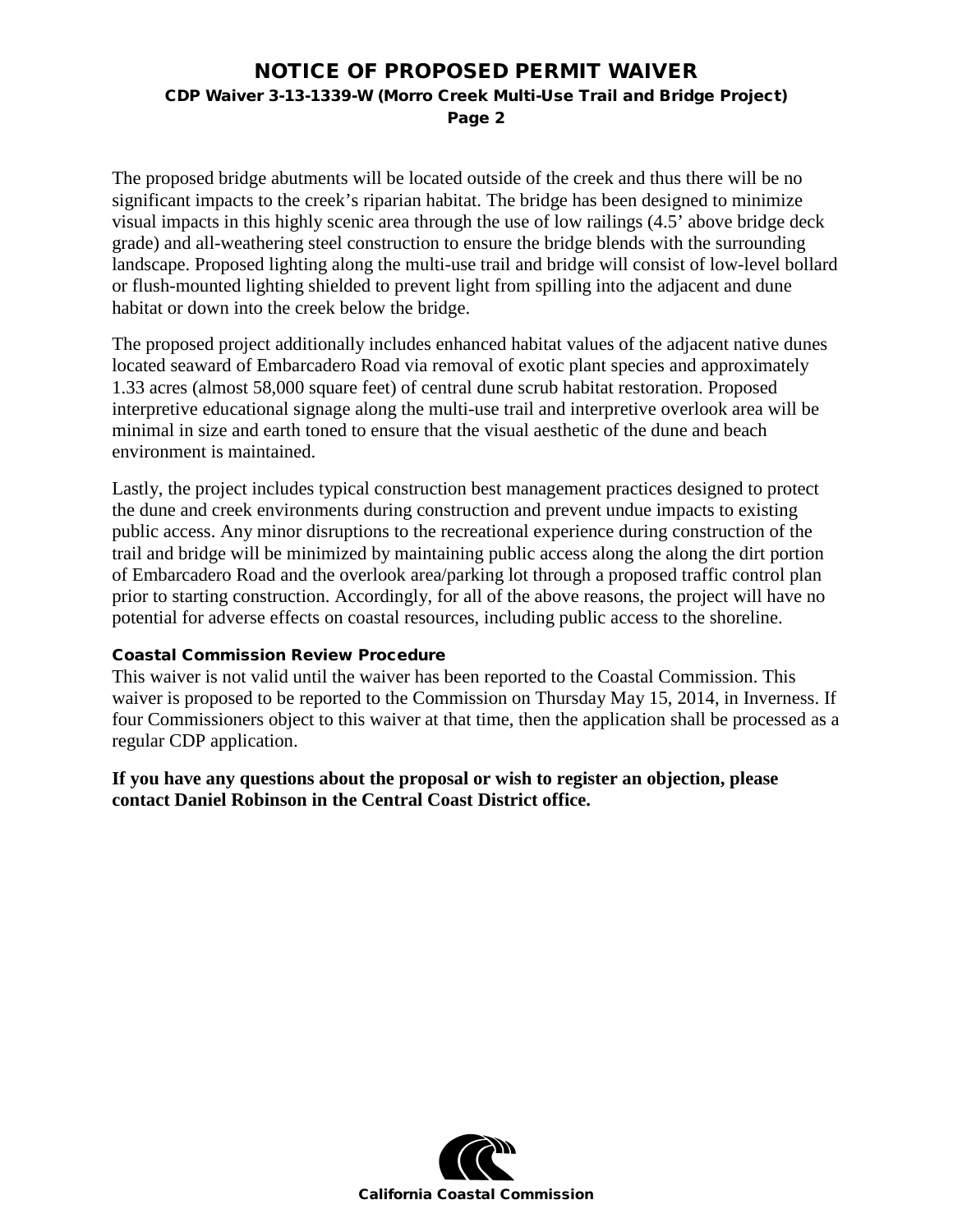The proposed bridge abutments will be located outside of the creek and thus there will be no significant impacts to the creek's riparian habitat. The bridge has been designed to minimize visual impacts in this highly scenic area through the use of low railings (4.5' above bridge deck grade) and all-weathering steel construction to ensure the bridge blends with the surrounding landscape. Proposed lighting along the multi-use trail and bridge will consist of low-level bollard or flush-mounted lighting shielded to prevent light from spilling into the adjacent and dune habitat or down into the creek below the bridge.

The proposed project additionally includes enhanced habitat values of the adjacent native dunes located seaward of Embarcadero Road via removal of exotic plant species and approximately 1.33 acres (almost 58,000 square feet) of central dune scrub habitat restoration. Proposed interpretive educational signage along the multi-use trail and interpretive overlook area will be minimal in size and earth toned to ensure that the visual aesthetic of the dune and beach environment is maintained.

Lastly, the project includes typical construction best management practices designed to protect the dune and creek environments during construction and prevent undue impacts to existing public access. Any minor disruptions to the recreational experience during construction of the trail and bridge will be minimized by maintaining public access along the along the dirt portion of Embarcadero Road and the overlook area/parking lot through a proposed traffic control plan prior to starting construction. Accordingly, for all of the above reasons, the project will have no potential for adverse effects on coastal resources, including public access to the shoreline.

### Coastal Commission Review Procedure

This waiver is not valid until the waiver has been reported to the Coastal Commission. This waiver is proposed to be reported to the Commission on Thursday May 15, 2014, in Inverness. If four Commissioners object to this waiver at that time, then the application shall be processed as a regular CDP application.

**If you have any questions about the proposal or wish to register an objection, please contact Daniel Robinson in the Central Coast District office.**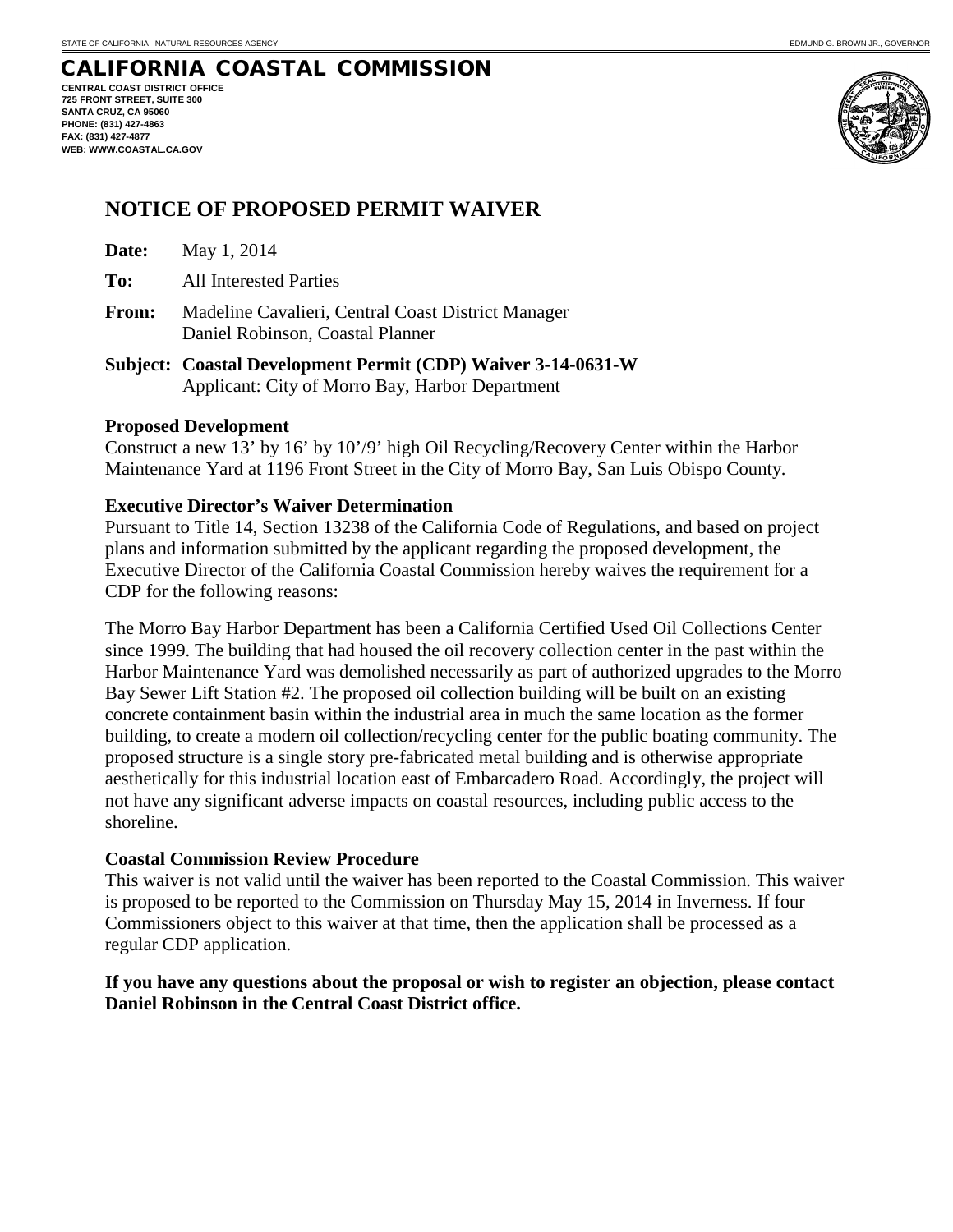STATE OF CALIFORNIA –NATURAL RESOURCES AGENCY EDMUND G. BROWN JR., GOVERNOR

# CALIFORNIA COASTAL COMMISSION

**CENTRAL COAST DISTRICT OFFICE**
**725 FRONT STREET, SUITE 300**
**SANTA CRUZ, CA 95060**
**PHONE: (831) 427-4863**
**FAX: (831) 427-4877**
**WEB: WWW.COASTAL.CA.GOV**

## NOTICE OF PROPOSED PERMIT WAIVER

**Date:** May 1, 2014

**To:** All Interested Parties

**From:** Madeline Cavalieri, Central Coast District Manager
Daniel Robinson, Coastal Planner

**Subject: Coastal Development Permit (CDP) Waiver 3-14-0631-W**
Applicant: City of Morro Bay, Harbor Department

**Proposed Development**

Construct a new 13' by 16' by 10'/9' high Oil Recycling/Recovery Center within the Harbor Maintenance Yard at 1196 Front Street in the City of Morro Bay, San Luis Obispo County.

**Executive Director's Waiver Determination**

Pursuant to Title 14, Section 13238 of the California Code of Regulations, and based on project plans and information submitted by the applicant regarding the proposed development, the Executive Director of the California Coastal Commission hereby waives the requirement for a CDP for the following reasons:

The Morro Bay Harbor Department has been a California Certified Used Oil Collections Center since 1999. The building that had housed the oil recovery collection center in the past within the Harbor Maintenance Yard was demolished necessarily as part of authorized upgrades to the Morro Bay Sewer Lift Station #2. The proposed oil collection building will be built on an existing concrete containment basin within the industrial area in much the same location as the former building, to create a modern oil collection/recycling center for the public boating community. The proposed structure is a single story pre-fabricated metal building and is otherwise appropriate aesthetically for this industrial location east of Embarcadero Road. Accordingly, the project will not have any significant adverse impacts on coastal resources, including public access to the shoreline.

**Coastal Commission Review Procedure**

This waiver is not valid until the waiver has been reported to the Coastal Commission. This waiver is proposed to be reported to the Commission on Thursday May 15, 2014 in Inverness. If four Commissioners object to this waiver at that time, then the application shall be processed as a regular CDP application.

**If you have any questions about the proposal or wish to register an objection, please contact Daniel Robinson in the Central Coast District office.**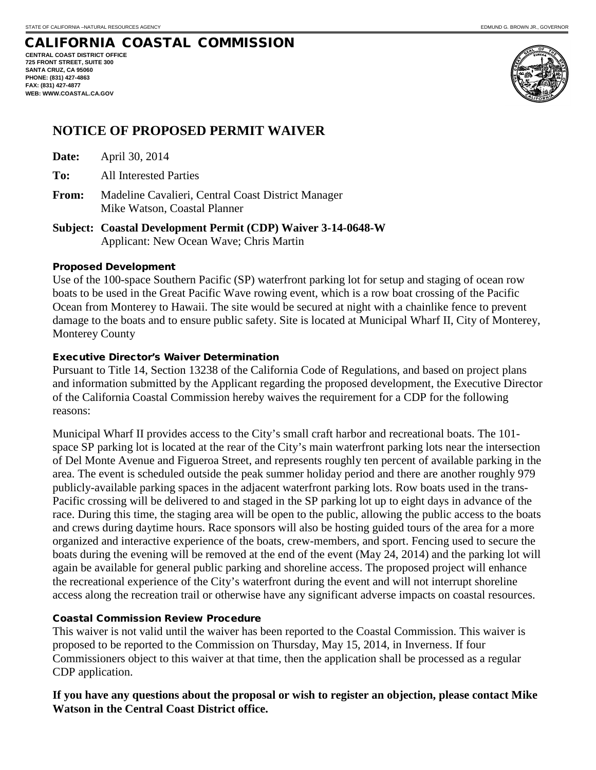STATE OF CALIFORNIA –NATURAL RESOURCES AGENCY

EDMUND G. BROWN JR., GOVERNOR

# CALIFORNIA COASTAL COMMISSION

**CENTRAL COAST DISTRICT OFFICE**
**725 FRONT STREET, SUITE 300**
**SANTA CRUZ, CA 95060**
**PHONE: (831) 427-4863**
**FAX: (831) 427-4877**
**WEB: WWW.COASTAL.CA.GOV**

## NOTICE OF PROPOSED PERMIT WAIVER

**Date:** April 30, 2014

**To:** All Interested Parties

**From:** Madeline Cavalieri, Central Coast District Manager
Mike Watson, Coastal Planner

**Subject: Coastal Development Permit (CDP) Waiver 3-14-0648-W**
Applicant: New Ocean Wave; Chris Martin

### Proposed Development

Use of the 100-space Southern Pacific (SP) waterfront parking lot for setup and staging of ocean row boats to be used in the Great Pacific Wave rowing event, which is a row boat crossing of the Pacific Ocean from Monterey to Hawaii. The site would be secured at night with a chainlike fence to prevent damage to the boats and to ensure public safety. Site is located at Municipal Wharf II, City of Monterey, Monterey County

### Executive Director's Waiver Determination

Pursuant to Title 14, Section 13238 of the California Code of Regulations, and based on project plans and information submitted by the Applicant regarding the proposed development, the Executive Director of the California Coastal Commission hereby waives the requirement for a CDP for the following reasons:

Municipal Wharf II provides access to the City's small craft harbor and recreational boats. The 101-space SP parking lot is located at the rear of the City's main waterfront parking lots near the intersection of Del Monte Avenue and Figueroa Street, and represents roughly ten percent of available parking in the area. The event is scheduled outside the peak summer holiday period and there are another roughly 979 publicly-available parking spaces in the adjacent waterfront parking lots. Row boats used in the trans-Pacific crossing will be delivered to and staged in the SP parking lot up to eight days in advance of the race. During this time, the staging area will be open to the public, allowing the public access to the boats and crews during daytime hours. Race sponsors will also be hosting guided tours of the area for a more organized and interactive experience of the boats, crew-members, and sport. Fencing used to secure the boats during the evening will be removed at the end of the event (May 24, 2014) and the parking lot will again be available for general public parking and shoreline access. The proposed project will enhance the recreational experience of the City's waterfront during the event and will not interrupt shoreline access along the recreation trail or otherwise have any significant adverse impacts on coastal resources.

### Coastal Commission Review Procedure

This waiver is not valid until the waiver has been reported to the Coastal Commission. This waiver is proposed to be reported to the Commission on Thursday, May 15, 2014, in Inverness. If four Commissioners object to this waiver at that time, then the application shall be processed as a regular CDP application.

**If you have any questions about the proposal or wish to register an objection, please contact Mike Watson in the Central Coast District office.**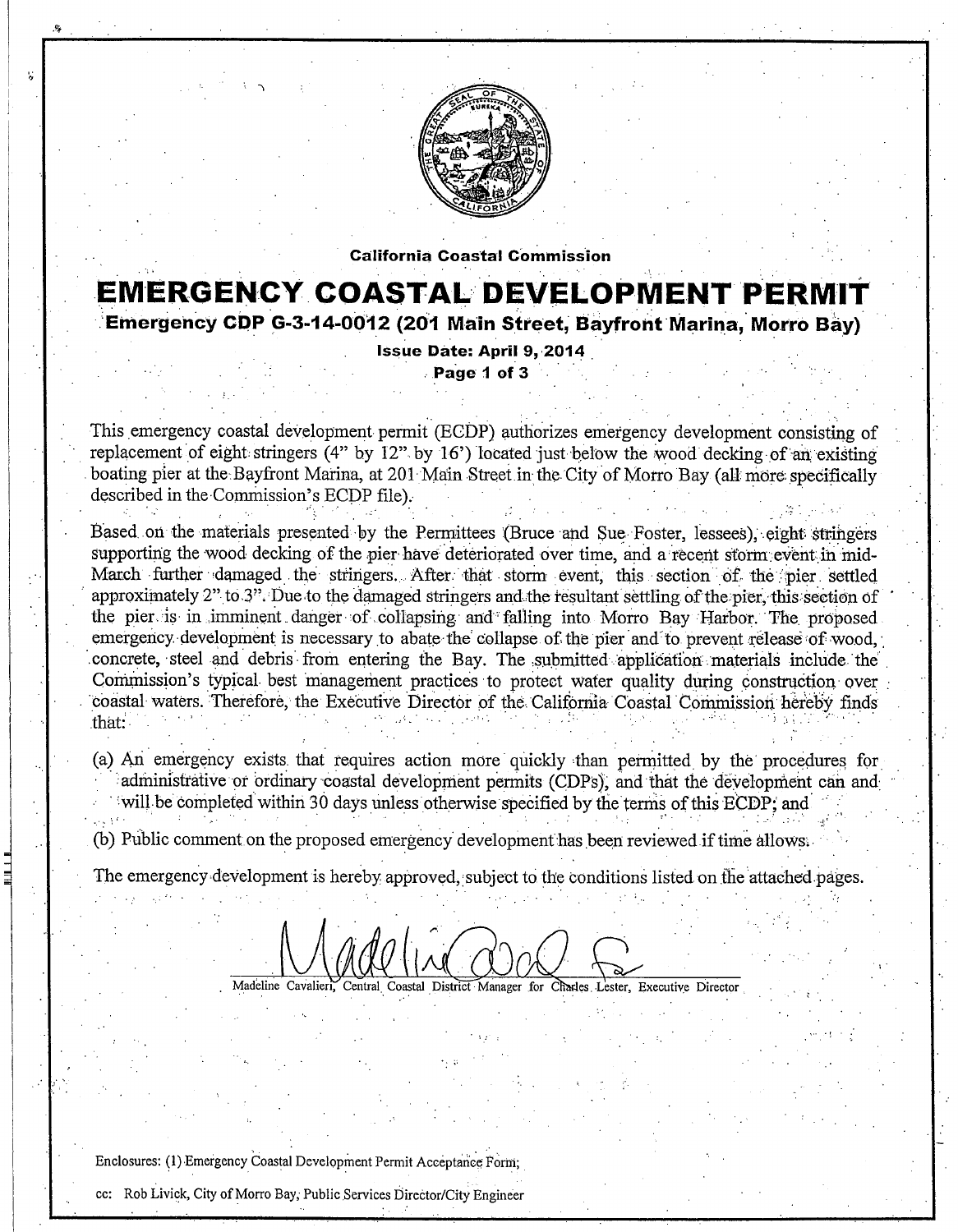California Coastal Commission

# EMERGENCY COASTAL DEVELOPMENT PERMIT

## Emergency CDP G-3-14-0012 (201 Main Street, Bayfront Marina, Morro Bay)

**Issue Date: April 9, 2014**

This emergency coastal development permit (ECDP) authorizes emergency development consisting of replacement of eight stringers (4" by 12" by 16') located just below the wood decking of an existing boating pier at the Bayfront Marina, at 201 Main Street in the City of Morro Bay (all more specifically described in the Commission's ECDP file).

Based on the materials presented by the Permittees (Bruce and Sue Foster, lessees), eight stringers supporting the wood decking of the pier have deteriorated over time, and a recent storm event in mid-March further damaged the stringers. After that storm event, this section of the pier settled approximately 2" to 3". Due to the damaged stringers and the resultant settling of the pier, this section of the pier is in imminent danger of collapsing and falling into Morro Bay Harbor. The proposed emergency development is necessary to abate the collapse of the pier and to prevent release of wood, concrete, steel and debris from entering the Bay. The submitted application materials include the Commission's typical best management practices to protect water quality during construction over coastal waters. Therefore, the Executive Director of the California Coastal Commission hereby finds that:

(a) An emergency exists that requires action more quickly than permitted by the procedures for administrative or ordinary coastal development permits (CDPs), and that the development can and will be completed within 30 days unless otherwise specified by the terms of this ECDP; and

(b) Public comment on the proposed emergency development has been reviewed if time allows.

The emergency development is hereby approved, subject to the conditions listed on the attached pages.

Madeline Cavalieri, Central Coastal District Manager for Charles Lester, Executive Director

Enclosures: (1) Emergency Coastal Development Permit Acceptance Form;

cc: Rob Livick, City of Morro Bay, Public Services Director/City Engineer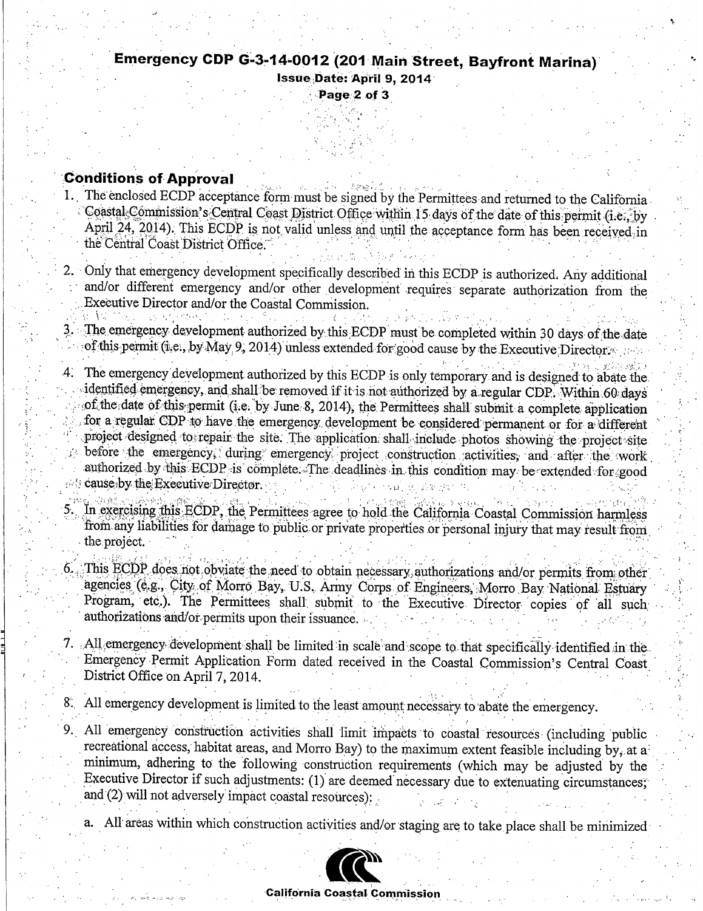## Conditions of Approval

1. The enclosed ECDP acceptance form must be signed by the Permittees and returned to the California Coastal Commission's Central Coast District Office within 15 days of the date of this permit (i.e., by April 24, 2014). This ECDP is not valid unless and until the acceptance form has been received in the Central Coast District Office.

2. Only that emergency development specifically described in this ECDP is authorized. Any additional and/or different emergency and/or other development requires separate authorization from the Executive Director and/or the Coastal Commission.

3. The emergency development authorized by this ECDP must be completed within 30 days of the date of this permit (i.e., by May 9, 2014) unless extended for good cause by the Executive Director.

4. The emergency development authorized by this ECDP is only temporary and is designed to abate the identified emergency, and shall be removed if it is not authorized by a regular CDP. Within 60 days of the date of this permit (i.e. by June 8, 2014), the Permittees shall submit a complete application for a regular CDP to have the emergency development be considered permanent or for a different project designed to repair the site. The application shall include photos showing the project site before the emergency, during emergency project construction activities, and after the work authorized by this ECDP is complete. The deadlines in this condition may be extended for good cause by the Executive Director.

5. In exercising this ECDP, the Permittees agree to hold the California Coastal Commission harmless from any liabilities for damage to public or private properties or personal injury that may result from the project.

6. This ECDP does not obviate the need to obtain necessary authorizations and/or permits from other agencies (e.g., City of Morro Bay, U.S. Army Corps of Engineers, Morro Bay National Estuary Program, etc.). The Permittees shall submit to the Executive Director copies of all such authorizations and/or permits upon their issuance.

7. All emergency development shall be limited in scale and scope to that specifically identified in the Emergency Permit Application Form dated received in the Coastal Commission's Central Coast District Office on April 7, 2014.

8. All emergency development is limited to the least amount necessary to abate the emergency.

9. All emergency construction activities shall limit impacts to coastal resources (including public recreational access, habitat areas, and Morro Bay) to the maximum extent feasible including by, at a minimum, adhering to the following construction requirements (which may be adjusted by the Executive Director if such adjustments: (1) are deemed necessary due to extenuating circumstances; and (2) will not adversely impact coastal resources):

   a. All areas within which construction activities and/or staging are to take place shall be minimized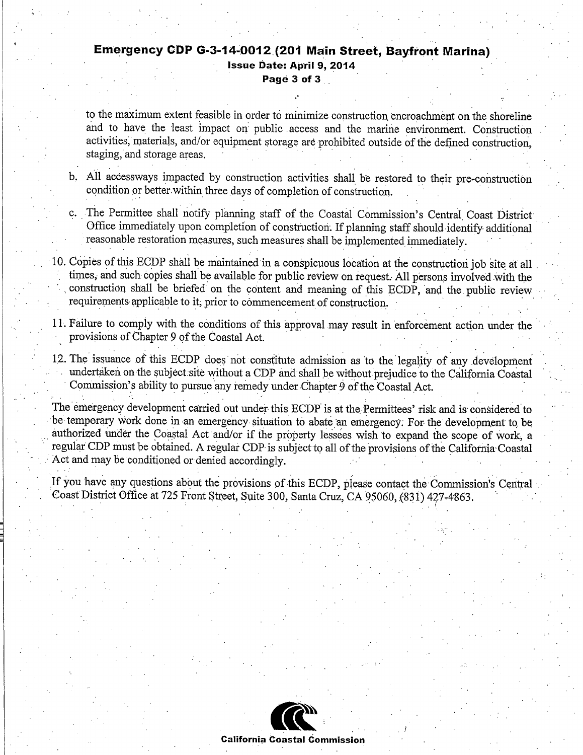to the maximum extent feasible in order to minimize construction encroachment on the shoreline and to have the least impact on public access and the marine environment. Construction activities, materials, and/or equipment storage are prohibited outside of the defined construction, staging, and storage areas.

b. All accessways impacted by construction activities shall be restored to their pre-construction condition or better within three days of completion of construction.

c. The Permittee shall notify planning staff of the Coastal Commission's Central Coast District Office immediately upon completion of construction. If planning staff should identify additional reasonable restoration measures, such measures shall be implemented immediately.

10. Copies of this ECDP shall be maintained in a conspicuous location at the construction job site at all times, and such copies shall be available for public review on request. All persons involved with the construction shall be briefed on the content and meaning of this ECDP, and the public review requirements applicable to it, prior to commencement of construction.

11. Failure to comply with the conditions of this approval may result in enforcement action under the provisions of Chapter 9 of the Coastal Act.

12. The issuance of this ECDP does not constitute admission as to the legality of any development undertaken on the subject site without a CDP and shall be without prejudice to the California Coastal Commission's ability to pursue any remedy under Chapter 9 of the Coastal Act.

The emergency development carried out under this ECDP is at the Permittees' risk and is considered to be temporary work done in an emergency situation to abate an emergency. For the development to be authorized under the Coastal Act and/or if the property lessees wish to expand the scope of work, a regular CDP must be obtained. A regular CDP is subject to all of the provisions of the California Coastal Act and may be conditioned or denied accordingly.

If you have any questions about the provisions of this ECDP, please contact the Commission's Central Coast District Office at 725 Front Street, Suite 300, Santa Cruz, CA 95060, (831) 427-4863.

California Coastal Commission